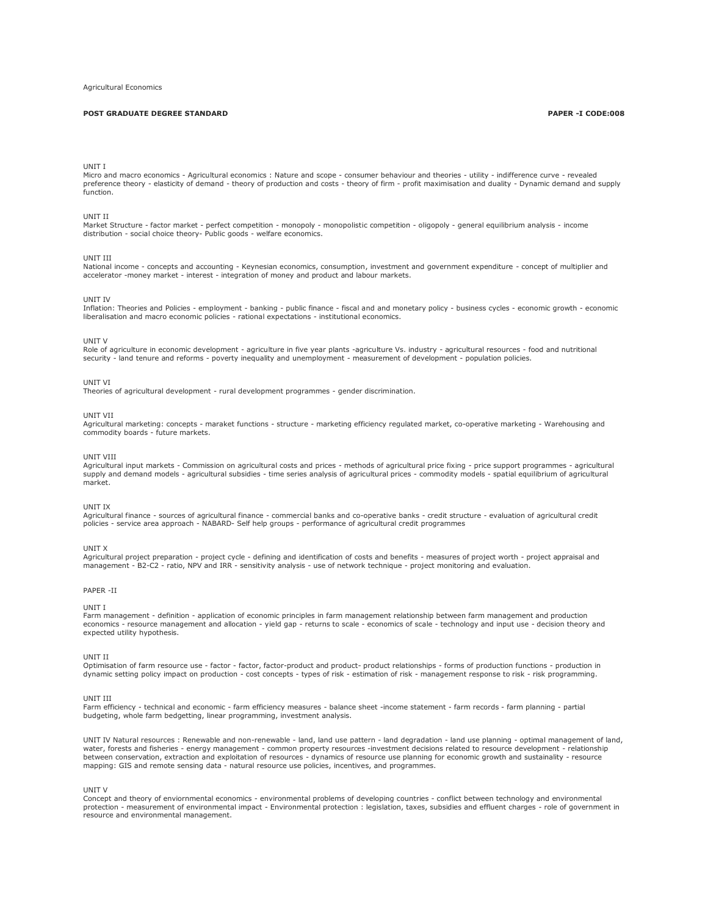Agricultural Economics

**POST GRADUATE DEGREE STANDARD** **PAPER -I CODE:008**

UNIT I

Micro and macro economics - Agricultural economics : Nature and scope - consumer behaviour and theories - utility - indifference curve - revealed preference theory - elasticity of demand - theory of production and costs - theory of firm - profit maximisation and duality - Dynamic demand and supply function.

UNIT II

Market Structure - factor market - perfect competition - monopoly - monopolistic competition - oligopoly - general equilibrium analysis - income distribution - social choice theory- Public goods - welfare economics.

UNIT III

National income - concepts and accounting - Keynesian economics, consumption, investment and government expenditure - concept of multiplier and accelerator -money market - interest - integration of money and product and labour markets.

UNIT IV

Inflation: Theories and Policies - employment - banking - public finance - fiscal and and monetary policy - business cycles - economic growth - economic liberalisation and macro economic policies - rational expectations - institutional economics.

UNIT V

Role of agriculture in economic development - agriculture in five year plants -agriculture Vs. industry - agricultural resources - food and nutritional security - land tenure and reforms - poverty inequality and unemployment - measurement of development - population policies.

UNIT VI

Theories of agricultural development - rural development programmes - gender discrimination.

UNIT VII

Agricultural marketing: concepts - maraket functions - structure - marketing efficiency regulated market, co-operative marketing - Warehousing and commodity boards - future markets.

UNIT VIII

Agricultural input markets - Commission on agricultural costs and prices - methods of agricultural price fixing - price support programmes - agricultural supply and demand models - agricultural subsidies - time series analysis of agricultural prices - commodity models - spatial equilibrium of agricultural market.

UNIT IX

Agricultural finance - sources of agricultural finance - commercial banks and co-operative banks - credit structure - evaluation of agricultural credit policies - service area approach - NABARD- Self help groups - performance of agricultural credit programmes

UNIT X

Agricultural project preparation - project cycle - defining and identification of costs and benefits - measures of project worth - project appraisal and management - B2-C2 - ratio, NPV and IRR - sensitivity analysis - use of network technique - project monitoring and evaluation.

PAPER -II

UNIT I

Farm management - definition - application of economic principles in farm management relationship between farm management and production economics - resource management and allocation - yield gap - returns to scale - economics of scale - technology and input use - decision theory and expected utility hypothesis.

UNIT II

Optimisation of farm resource use - factor - factor, factor-product and product- product relationships - forms of production functions - production in dynamic setting policy impact on production - cost concepts - types of risk - estimation of risk - management response to risk - risk programming.

UNIT III

Farm efficiency - technical and economic - farm efficiency measures - balance sheet -income statement - farm records - farm planning - partial budgeting, whole farm bedgetting, linear programming, investment analysis.

UNIT IV Natural resources : Renewable and non-renewable - land, land use pattern - land degradation - land use planning - optimal management of land, water, forests and fisheries - energy management - common property resources -investment decisions related to resource development - relationship between conservation, extraction and exploitation of resources - dynamics of resource use planning for economic growth and sustainality - resource mapping: GIS and remote sensing data - natural resource use policies, incentives, and programmes.

UNIT V

Concept and theory of enviornmental economics - environmental problems of developing countries - conflict between technology and environmental protection - measurement of environmental impact - Environmental protection : legislation, taxes, subsidies and effluent charges - role of government in resource and environmental management.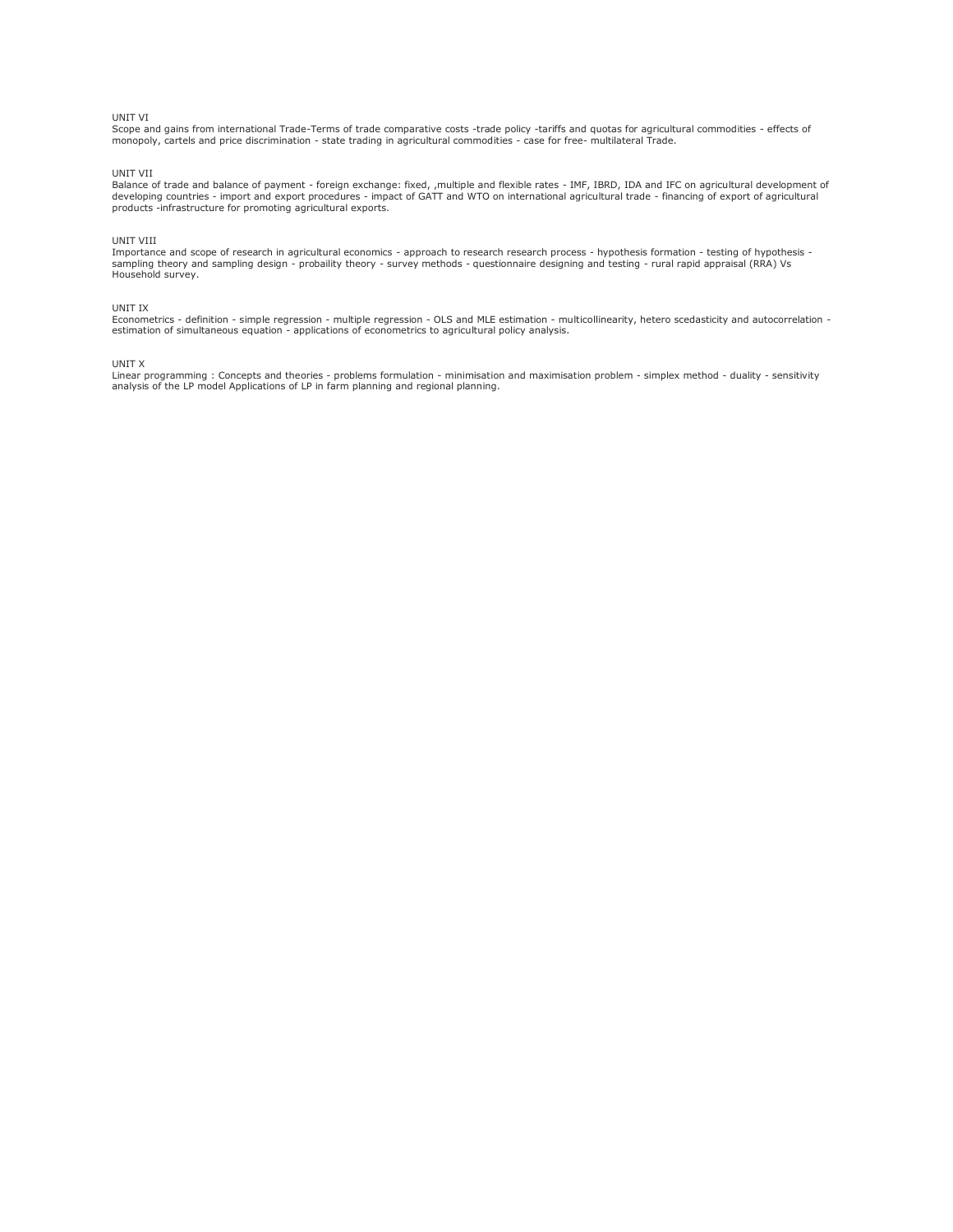UNIT VI

Scope and gains from international Trade-Terms of trade comparative costs -trade policy -tariffs and quotas for agricultural commodities - effects of monopoly, cartels and price discrimination - state trading in agricultural commodities - case for free- multilateral Trade.

UNIT VII

Balance of trade and balance of payment - foreign exchange: fixed, ,multiple and flexible rates - IMF, IBRD, IDA and IFC on agricultural development of developing countries - import and export procedures - impact of GATT and WTO on international agricultural trade - financing of export of agricultural products -infrastructure for promoting agricultural exports.

UNIT VIII

Importance and scope of research in agricultural economics - approach to research research process - hypothesis formation - testing of hypothesis - sampling theory and sampling design - probaility theory - survey methods - questionnaire designing and testing - rural rapid appraisal (RRA) Vs Household survey.

UNIT IX

Econometrics - definition - simple regression - multiple regression - OLS and MLE estimation - multicollinearity, hetero scedasticity and autocorrelation - estimation of simultaneous equation - applications of econometrics to agricultural policy analysis.

UNIT X

Linear programming : Concepts and theories - problems formulation - minimisation and maximisation problem - simplex method - duality - sensitivity analysis of the LP model Applications of LP in farm planning and regional planning.